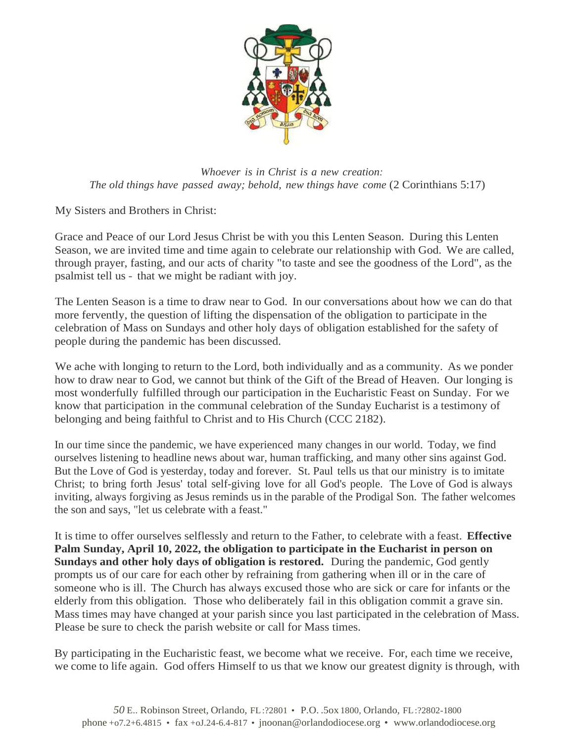*Whoever is in Christ is a new creation:*
*The old things have passed away; behold, new things have come* (2 Corinthians 5:17)

My Sisters and Brothers in Christ:

Grace and Peace of our Lord Jesus Christ be with you this Lenten Season. During this Lenten Season, we are invited time and time again to celebrate our relationship with God. We are called, through prayer, fasting, and our acts of charity "to taste and see the goodness of the Lord", as the psalmist tell us - that we might be radiant with joy.

The Lenten Season is a time to draw near to God. In our conversations about how we can do that more fervently, the question of lifting the dispensation of the obligation to participate in the celebration of Mass on Sundays and other holy days of obligation established for the safety of people during the pandemic has been discussed.

We ache with longing to return to the Lord, both individually and as a community. As we ponder how to draw near to God, we cannot but think of the Gift of the Bread of Heaven. Our longing is most wonderfully fulfilled through our participation in the Eucharistic Feast on Sunday. For we know that participation in the communal celebration of the Sunday Eucharist is a testimony of belonging and being faithful to Christ and to His Church (CCC 2182).

In our time since the pandemic, we have experienced many changes in our world. Today, we find ourselves listening to headline news about war, human trafficking, and many other sins against God. But the Love of God is yesterday, today and forever. St. Paul tells us that our ministry is to imitate Christ; to bring forth Jesus' total self-giving love for all God's people. The Love of God is always inviting, always forgiving as Jesus reminds us in the parable of the Prodigal Son. The father welcomes the son and says, "let us celebrate with a feast."

It is time to offer ourselves selflessly and return to the Father, to celebrate with a feast. **Effective Palm Sunday, April 10, 2022, the obligation to participate in the Eucharist in person on Sundays and other holy days of obligation is restored.** During the pandemic, God gently prompts us of our care for each other by refraining from gathering when ill or in the care of someone who is ill. The Church has always excused those who are sick or care for infants or the elderly from this obligation. Those who deliberately fail in this obligation commit a grave sin. Mass times may have changed at your parish since you last participated in the celebration of Mass. Please be sure to check the parish website or call for Mass times.

By participating in the Eucharistic feast, we become what we receive. For, each time we receive, we come to life again. God offers Himself to us that we know our greatest dignity is through, with

*50* E.. Robinson Street, Orlando, FL :?2801 • P.O. .5ox 1800, Orlando, FL :?2802-1800
phone +o7.2+6.4815 • fax +oJ.24-6.4-817 • jnoonan@orlandodiocese.org • www.orlandodiocese.org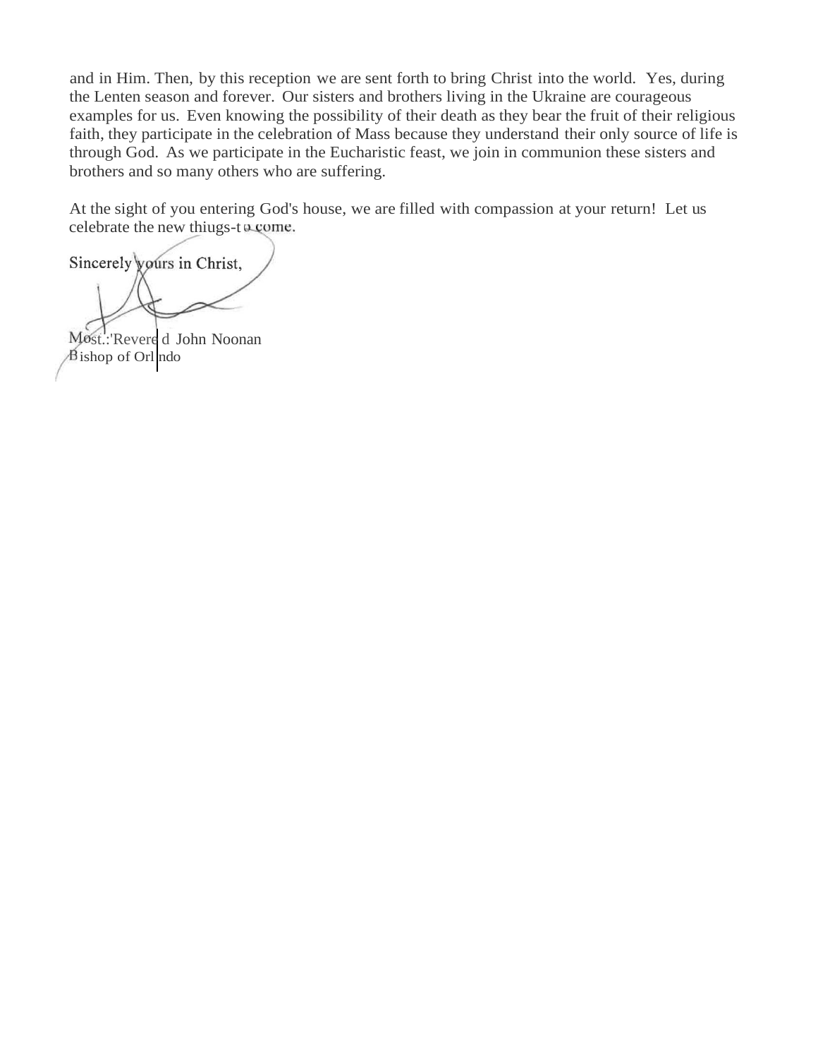and in Him. Then, by this reception we are sent forth to bring Christ into the world. Yes, during the Lenten season and forever. Our sisters and brothers living in the Ukraine are courageous examples for us. Even knowing the possibility of their death as they bear the fruit of their religious faith, they participate in the celebration of Mass because they understand their only source of life is through God. As we participate in the Eucharistic feast, we join in communion these sisters and brothers and so many others who are suffering.

At the sight of you entering God's house, we are filled with compassion at your return! Let us celebrate the new thiugs-t o come.

Sincerely yours in Christ,

Most.:'Revere d John Noonan
Bishop of Orl ndo